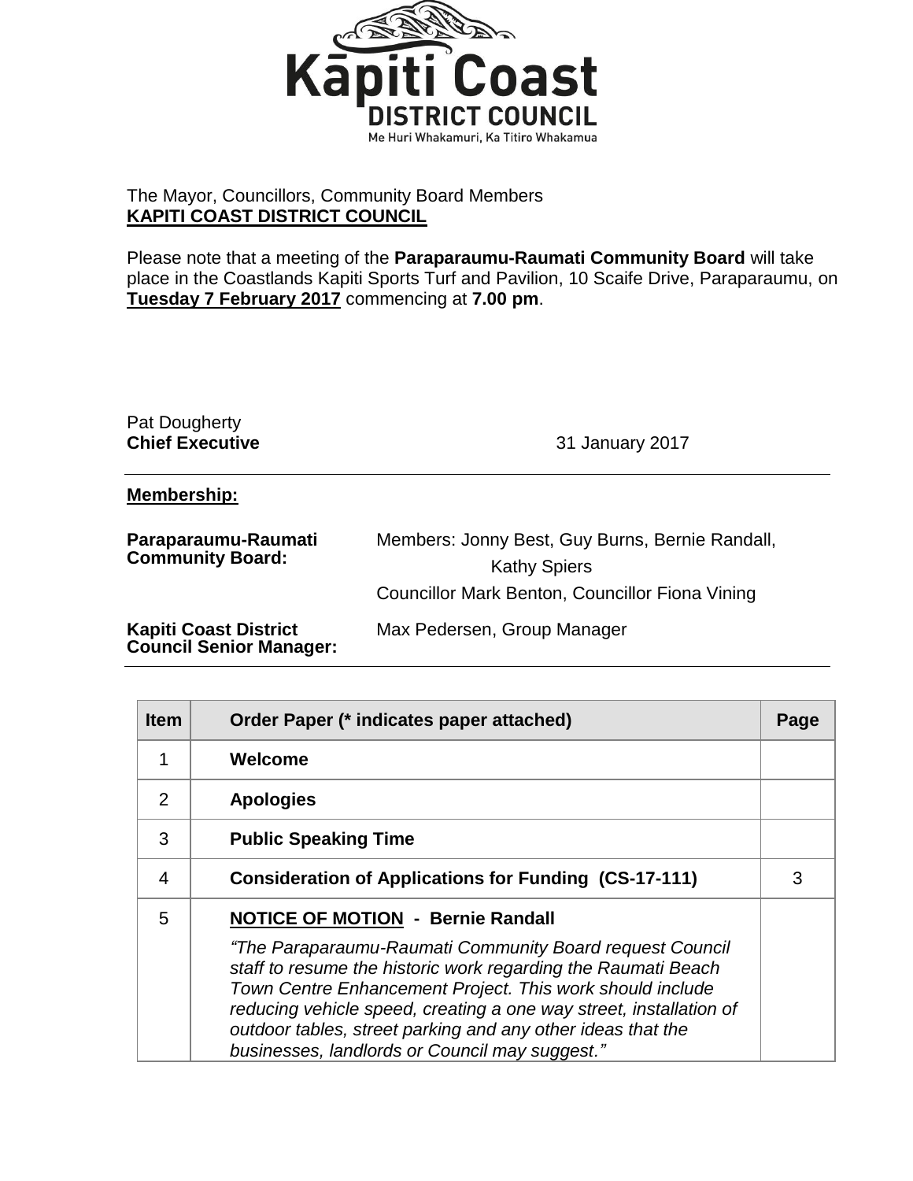# Kāpiti Coast DISTRICT COUNCIL

Me Huri Whakamuri, Ka Titiro Whakamua

The Mayor, Councillors, Community Board Members
**KAPITI COAST DISTRICT COUNCIL**

Please note that a meeting of the **Paraparaumu-Raumati Community Board** will take place in the Coastlands Kapiti Sports Turf and Pavilion, 10 Scaife Drive, Paraparaumu, on **Tuesday 7 February 2017** commencing at **7.00 pm**.

Pat Dougherty
**Chief Executive**

31 January 2017

---

**Membership:**

**Paraparaumu-Raumati Community Board:** Members: Jonny Best, Guy Burns, Bernie Randall, Kathy Spiers
Councillor Mark Benton, Councillor Fiona Vining

**Kapiti Coast District Council Senior Manager:** Max Pedersen, Group Manager

---

| Item | Order Paper (* indicates paper attached) | Page |
|---|---|---|
| 1 | **Welcome** | |
| 2 | **Apologies** | |
| 3 | **Public Speaking Time** | |
| 4 | **Consideration of Applications for Funding (CS-17-111)** | 3 |
| 5 | **NOTICE OF MOTION - Bernie Randall**<br>*"The Paraparaumu-Raumati Community Board request Council staff to resume the historic work regarding the Raumati Beach Town Centre Enhancement Project. This work should include reducing vehicle speed, creating a one way street, installation of outdoor tables, street parking and any other ideas that the businesses, landlords or Council may suggest."* | |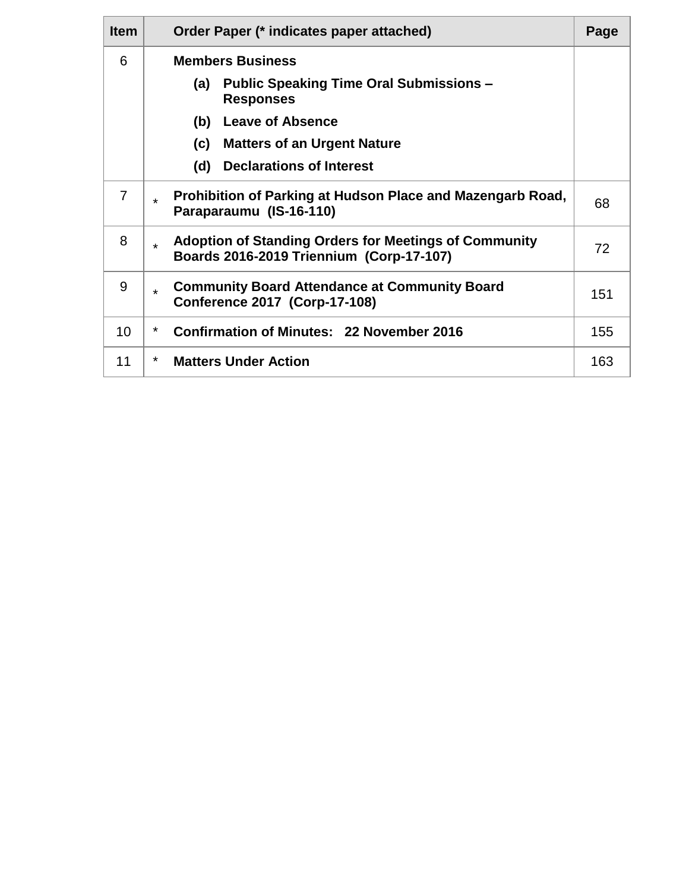| Item | | Order Paper (* indicates paper attached) | Page |
|---|---|---|---|
| 6 | | **Members Business**<br>**(a) Public Speaking Time Oral Submissions – Responses**<br>**(b) Leave of Absence**<br>**(c) Matters of an Urgent Nature**<br>**(d) Declarations of Interest** | |
| 7 | * | **Prohibition of Parking at Hudson Place and Mazengarb Road, Paraparaumu (IS-16-110)** | 68 |
| 8 | * | **Adoption of Standing Orders for Meetings of Community Boards 2016-2019 Triennium (Corp-17-107)** | 72 |
| 9 | * | **Community Board Attendance at Community Board Conference 2017 (Corp-17-108)** | 151 |
| 10 | * | **Confirmation of Minutes: 22 November 2016** | 155 |
| 11 | * | **Matters Under Action** | 163 |